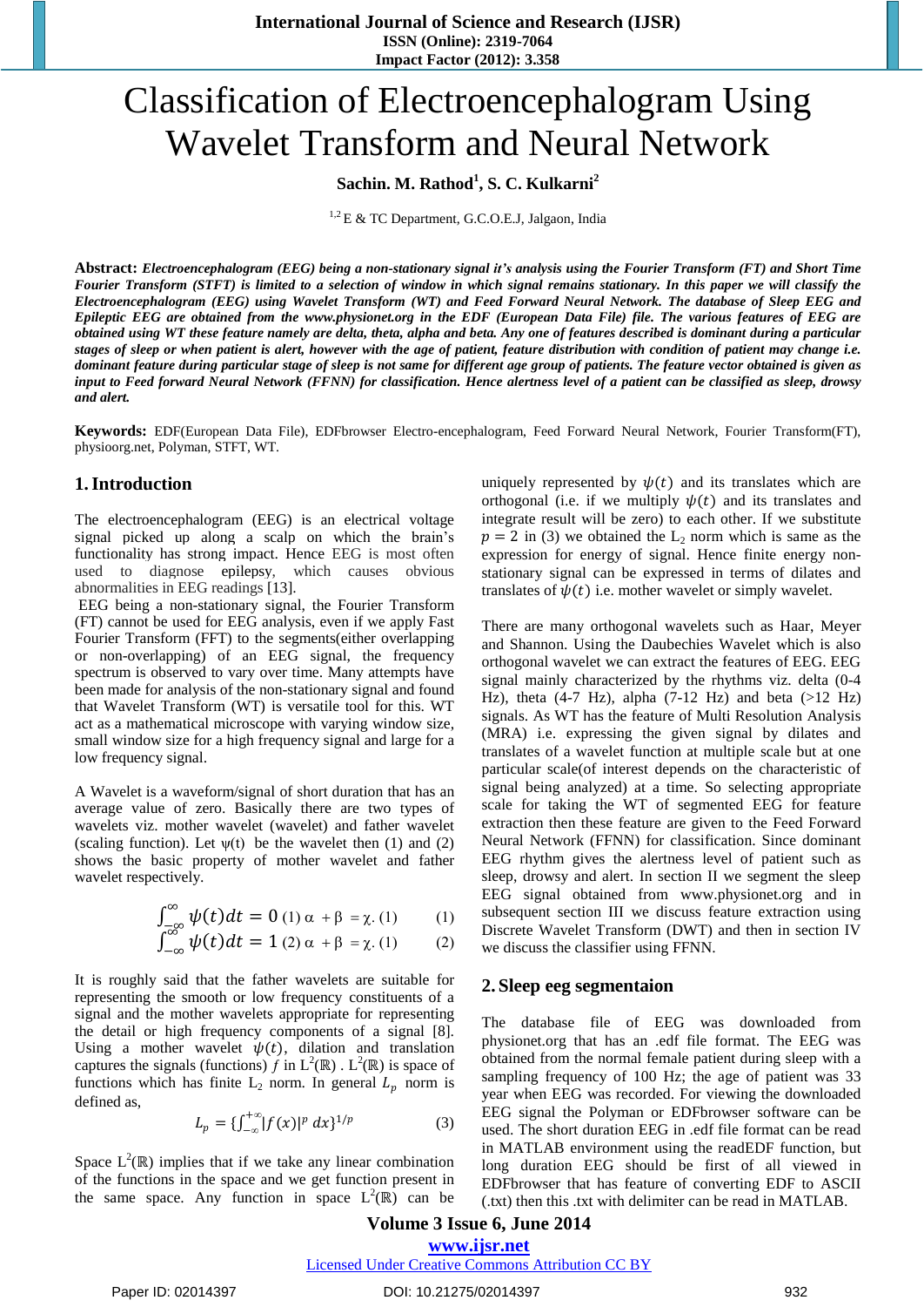# Classification of Electroencephalogram Using Wavelet Transform and Neural Network

**Sachin. M. Rathod[1], S. C. Kulkarni[2]**

[1,2] E & TC Department, G.C.O.E.J, Jalgaon, India

**Abstract:** ***Electroencephalogram (EEG) being a non-stationary signal it's analysis using the Fourier Transform (FT) and Short Time Fourier Transform (STFT) is limited to a selection of window in which signal remains stationary. In this paper we will classify the Electroencephalogram (EEG) using Wavelet Transform (WT) and Feed Forward Neural Network. The database of Sleep EEG and Epileptic EEG are obtained from the www.physionet.org in the EDF (European Data File) file. The various features of EEG are obtained using WT these feature namely are delta, theta, alpha and beta. Any one of features described is dominant during a particular stages of sleep or when patient is alert, however with the age of patient, feature distribution with condition of patient may change i.e. dominant feature during particular stage of sleep is not same for different age group of patients. The feature vector obtained is given as input to Feed forward Neural Network (FFNN) for classification. Hence alertness level of a patient can be classified as sleep, drowsy and alert.***

**Keywords:** EDF(European Data File), EDFbrowser Electro-encephalogram, Feed Forward Neural Network, Fourier Transform(FT), physioorg.net, Polyman, STFT, WT.

## 1. Introduction

The electroencephalogram (EEG) is an electrical voltage signal picked up along a scalp on which the brain's functionality has strong impact. Hence EEG is most often used to diagnose epilepsy, which causes obvious abnormalities in EEG readings [13].

EEG being a non-stationary signal, the Fourier Transform (FT) cannot be used for EEG analysis, even if we apply Fast Fourier Transform (FFT) to the segments(either overlapping or non-overlapping) of an EEG signal, the frequency spectrum is observed to vary over time. Many attempts have been made for analysis of the non-stationary signal and found that Wavelet Transform (WT) is versatile tool for this. WT act as a mathematical microscope with varying window size, small window size for a high frequency signal and large for a low frequency signal.

A Wavelet is a waveform/signal of short duration that has an average value of zero. Basically there are two types of wavelets viz. mother wavelet (wavelet) and father wavelet (scaling function). Let ψ(t) be the wavelet then (1) and (2) shows the basic property of mother wavelet and father wavelet respectively.

$$\int_{-\infty}^{\infty} \psi(t)dt = 0 \qquad (1)$$

$$\int_{-\infty}^{\infty} \psi(t)dt = 1 \qquad (2)$$

It is roughly said that the father wavelets are suitable for representing the smooth or low frequency constituents of a signal and the mother wavelets appropriate for representing the detail or high frequency components of a signal [8]. Using a mother wavelet $\psi(t)$, dilation and translation captures the signals (functions) $f$ in $L^2(\mathbb{R})$ . $L^2(\mathbb{R})$ is space of functions which has finite $L_2$ norm. In general $L_p$ norm is defined as,

$$L_p = \{\int_{-\infty}^{+\infty} |f(x)|^p \, dx\}^{1/p} \qquad (3)$$

Space $L^2(\mathbb{R})$ implies that if we take any linear combination of the functions in the space and we get function present in the same space. Any function in space $L^2(\mathbb{R})$ can be uniquely represented by $\psi(t)$ and its translates which are orthogonal (i.e. if we multiply $\psi(t)$ and its translates and integrate result will be zero) to each other. If we substitute $p = 2$ in (3) we obtained the $L_2$ norm which is same as the expression for energy of signal. Hence finite energy non-stationary signal can be expressed in terms of dilates and translates of $\psi(t)$ i.e. mother wavelet or simply wavelet.

There are many orthogonal wavelets such as Haar, Meyer and Shannon. Using the Daubechies Wavelet which is also orthogonal wavelet we can extract the features of EEG. EEG signal mainly characterized by the rhythms viz. delta (0-4 Hz), theta (4-7 Hz), alpha (7-12 Hz) and beta (>12 Hz) signals. As WT has the feature of Multi Resolution Analysis (MRA) i.e. expressing the given signal by dilates and translates of a wavelet function at multiple scale but at one particular scale(of interest depends on the characteristic of signal being analyzed) at a time. So selecting appropriate scale for taking the WT of segmented EEG for feature extraction then these feature are given to the Feed Forward Neural Network (FFNN) for classification. Since dominant EEG rhythm gives the alertness level of patient such as sleep, drowsy and alert. In section II we segment the sleep EEG signal obtained from www.physionet.org and in subsequent section III we discuss feature extraction using Discrete Wavelet Transform (DWT) and then in section IV we discuss the classifier using FFNN.

## 2. Sleep eeg segmentaion

The database file of EEG was downloaded from physionet.org that has an .edf file format. The EEG was obtained from the normal female patient during sleep with a sampling frequency of 100 Hz; the age of patient was 33 year when EEG was recorded. For viewing the downloaded EEG signal the Polyman or EDFbrowser software can be used. The short duration EEG in .edf file format can be read in MATLAB environment using the readEDF function, but long duration EEG should be first of all viewed in EDFbrowser that has feature of converting EDF to ASCII (.txt) then this .txt with delimiter can be read in MATLAB.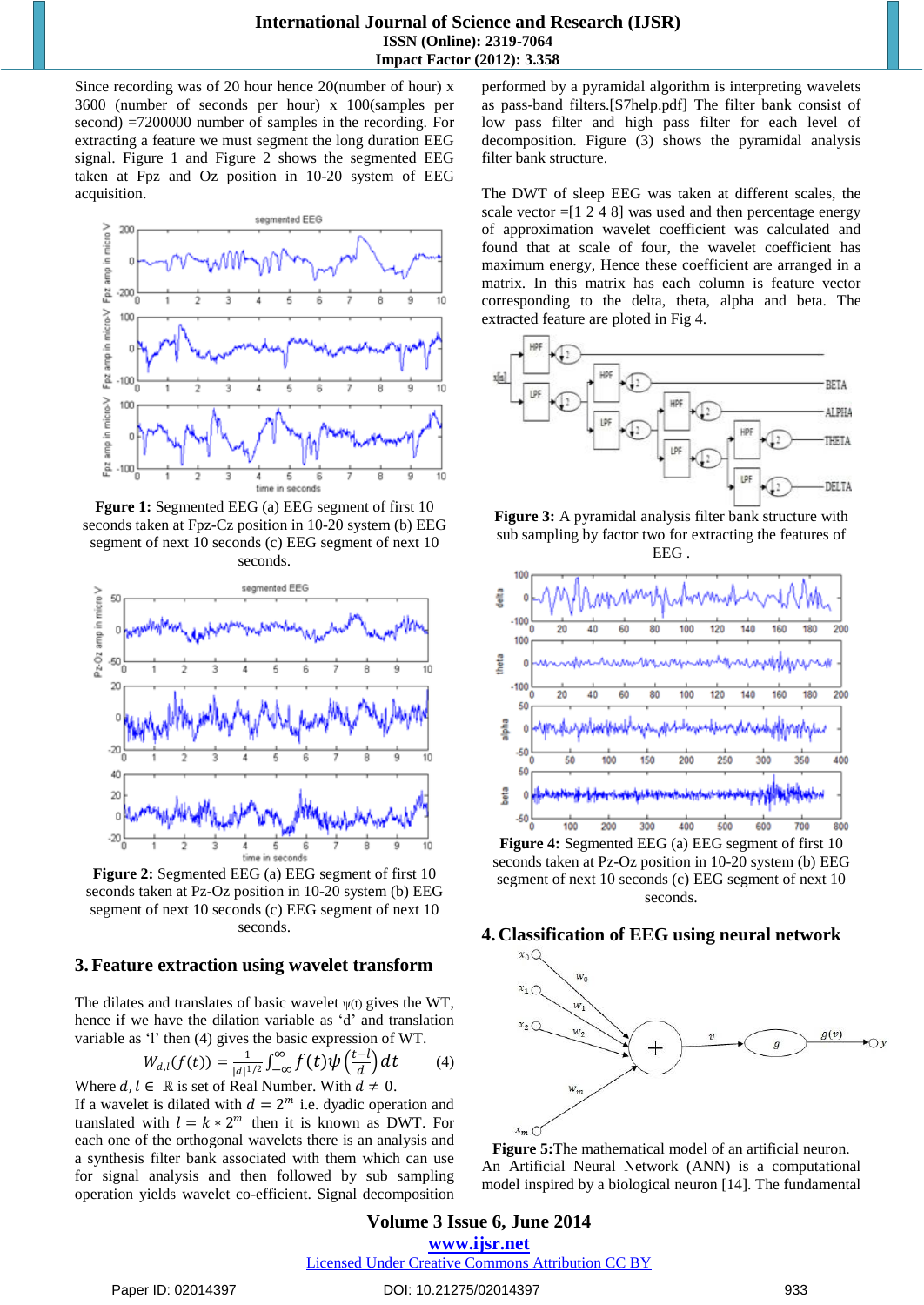Since recording was of 20 hour hence 20(number of hour) x 3600 (number of seconds per hour) x 100(samples per second) =7200000 number of samples in the recording. For extracting a feature we must segment the long duration EEG signal. Figure 1 and Figure 2 shows the segmented EEG taken at Fpz and Oz position in 10-20 system of EEG acquisition.

**Figure 1:** Segmented EEG (a) EEG segment of first 10 seconds taken at Fpz-Cz position in 10-20 system (b) EEG segment of next 10 seconds (c) EEG segment of next 10 seconds.

**Figure 2:** Segmented EEG (a) EEG segment of first 10 seconds taken at Pz-Oz position in 10-20 system (b) EEG segment of next 10 seconds (c) EEG segment of next 10 seconds.

## 3. Feature extraction using wavelet transform

The dilates and translates of basic wavelet ψ(t) gives the WT, hence if we have the dilation variable as 'd' and translation variable as 'l' then (4) gives the basic expression of WT.

$$W_{d,l}(f(t)) = \frac{1}{|d|^{1/2}} \int_{-\infty}^{\infty} f(t)\psi\left(\frac{t-l}{d}\right)dt \quad (4)$$

Where $d, l \in \mathbb{R}$ is set of Real Number. With $d \neq 0$.
If a wavelet is dilated with $d = 2^m$ i.e. dyadic operation and translated with $l = k * 2^m$ then it is known as DWT. For each one of the orthogonal wavelets there is an analysis and a synthesis filter bank associated with them which can use for signal analysis and then followed by sub sampling operation yields wavelet co-efficient. Signal decomposition performed by a pyramidal algorithm is interpreting wavelets as pass-band filters.[S7help.pdf] The filter bank consist of low pass filter and high pass filter for each level of decomposition. Figure (3) shows the pyramidal analysis filter bank structure.

The DWT of sleep EEG was taken at different scales, the scale vector =[1 2 4 8] was used and then percentage energy of approximation wavelet coefficient was calculated and found that at scale of four, the wavelet coefficient has maximum energy, Hence these coefficient are arranged in a matrix. In this matrix has each column is feature vector corresponding to the delta, theta, alpha and beta. The extracted feature are ploted in Fig 4.

**Figure 3:** A pyramidal analysis filter bank structure with sub sampling by factor two for extracting the features of EEG .

**Figure 4:** Segmented EEG (a) EEG segment of first 10 seconds taken at Pz-Oz position in 10-20 system (b) EEG segment of next 10 seconds (c) EEG segment of next 10 seconds.

## 4. Classification of EEG using neural network

**Figure 5:** The mathematical model of an artificial neuron.

An Artificial Neural Network (ANN) is a computational model inspired by a biological neuron [14]. The fundamental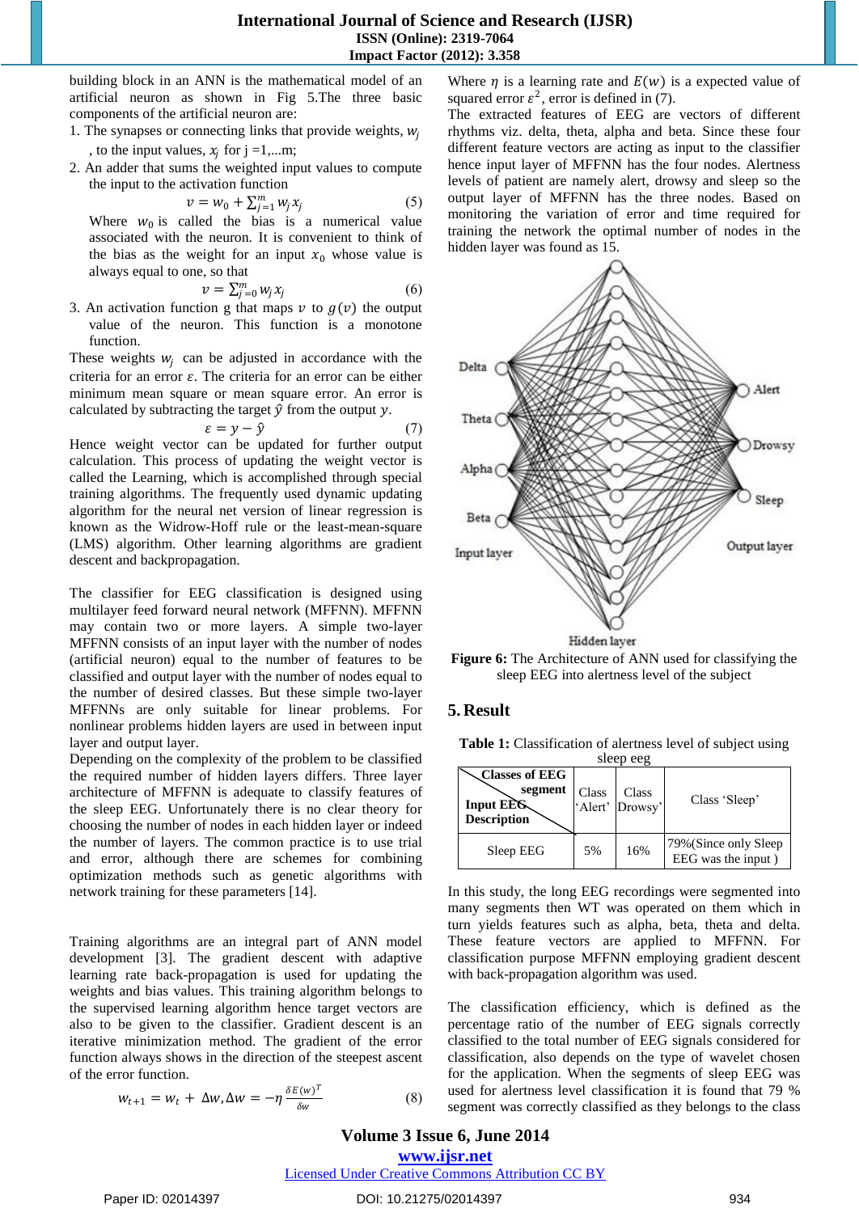building block in an ANN is the mathematical model of an artificial neuron as shown in Fig 5.The three basic components of the artificial neuron are:

1. The synapses or connecting links that provide weights, $w_j$, to the input values, $x_j$ for j =1,...m;
2. An adder that sums the weighted input values to compute the input to the activation function

$$v = w_0 + \sum_{j=1}^{m} w_j x_j \tag{5}$$

Where $w_0$ is called the bias is a numerical value associated with the neuron. It is convenient to think of the bias as the weight for an input $x_0$ whose value is always equal to one, so that

$$v = \sum_{j=0}^{m} w_j x_j \tag{6}$$

3. An activation function g that maps $v$ to $g(v)$ the output value of the neuron. This function is a monotone function.

These weights $w_j$ can be adjusted in accordance with the criteria for an error $\varepsilon$. The criteria for an error can be either minimum mean square or mean square error. An error is calculated by subtracting the target $\hat{y}$ from the output $y$.

$$\varepsilon = y - \hat{y} \tag{7}$$

Hence weight vector can be updated for further output calculation. This process of updating the weight vector is called the Learning, which is accomplished through special training algorithms. The frequently used dynamic updating algorithm for the neural net version of linear regression is known as the Widrow-Hoff rule or the least-mean-square (LMS) algorithm. Other learning algorithms are gradient descent and backpropagation.

The classifier for EEG classification is designed using multilayer feed forward neural network (MFFNN). MFFNN may contain two or more layers. A simple two-layer MFFNN consists of an input layer with the number of nodes (artificial neuron) equal to the number of features to be classified and output layer with the number of nodes equal to the number of desired classes. But these simple two-layer MFFNNs are only suitable for linear problems. For nonlinear problems hidden layers are used in between input layer and output layer.

Depending on the complexity of the problem to be classified the required number of hidden layers differs. Three layer architecture of MFFNN is adequate to classify features of the sleep EEG. Unfortunately there is no clear theory for choosing the number of nodes in each hidden layer or indeed the number of layers. The common practice is to use trial and error, although there are schemes for combining optimization methods such as genetic algorithms with network training for these parameters [14].

Training algorithms are an integral part of ANN model development [3]. The gradient descent with adaptive learning rate back-propagation is used for updating the weights and bias values. This training algorithm belongs to the supervised learning algorithm hence target vectors are also to be given to the classifier. Gradient descent is an iterative minimization method. The gradient of the error function always shows in the direction of the steepest ascent of the error function.

$$w_{t+1} = w_t + \Delta w, \Delta w = -\eta \frac{\delta E(w)^T}{\delta w} \tag{8}$$

Where $\eta$ is a learning rate and $E(w)$ is a expected value of squared error $\varepsilon^2$, error is defined in (7).

The extracted features of EEG are vectors of different rhythms viz. delta, theta, alpha and beta. Since these four different feature vectors are acting as input to the classifier hence input layer of MFFNN has the four nodes. Alertness levels of patient are namely alert, drowsy and sleep so the output layer of MFFNN has the three nodes. Based on monitoring the variation of error and time required for training the network the optimal number of nodes in the hidden layer was found as 15.

**Figure 6:** The Architecture of ANN used for classifying the sleep EEG into alertness level of the subject

## 5. Result

**Table 1:** Classification of alertness level of subject using sleep eeg

| Input EEG Description \ Classes of EEG segment | Class 'Alert' | Class 'Drowsy' | Class 'Sleep' |
|---|---|---|---|
| Sleep EEG | 5% | 16% | 79%(Since only Sleep EEG was the input ) |

In this study, the long EEG recordings were segmented into many segments then WT was operated on them which in turn yields features such as alpha, beta, theta and delta. These feature vectors are applied to MFFNN. For classification purpose MFFNN employing gradient descent with back-propagation algorithm was used.

The classification efficiency, which is defined as the percentage ratio of the number of EEG signals correctly classified to the total number of EEG signals considered for classification, also depends on the type of wavelet chosen for the application. When the segments of sleep EEG was used for alertness level classification it is found that 79 % segment was correctly classified as they belongs to the class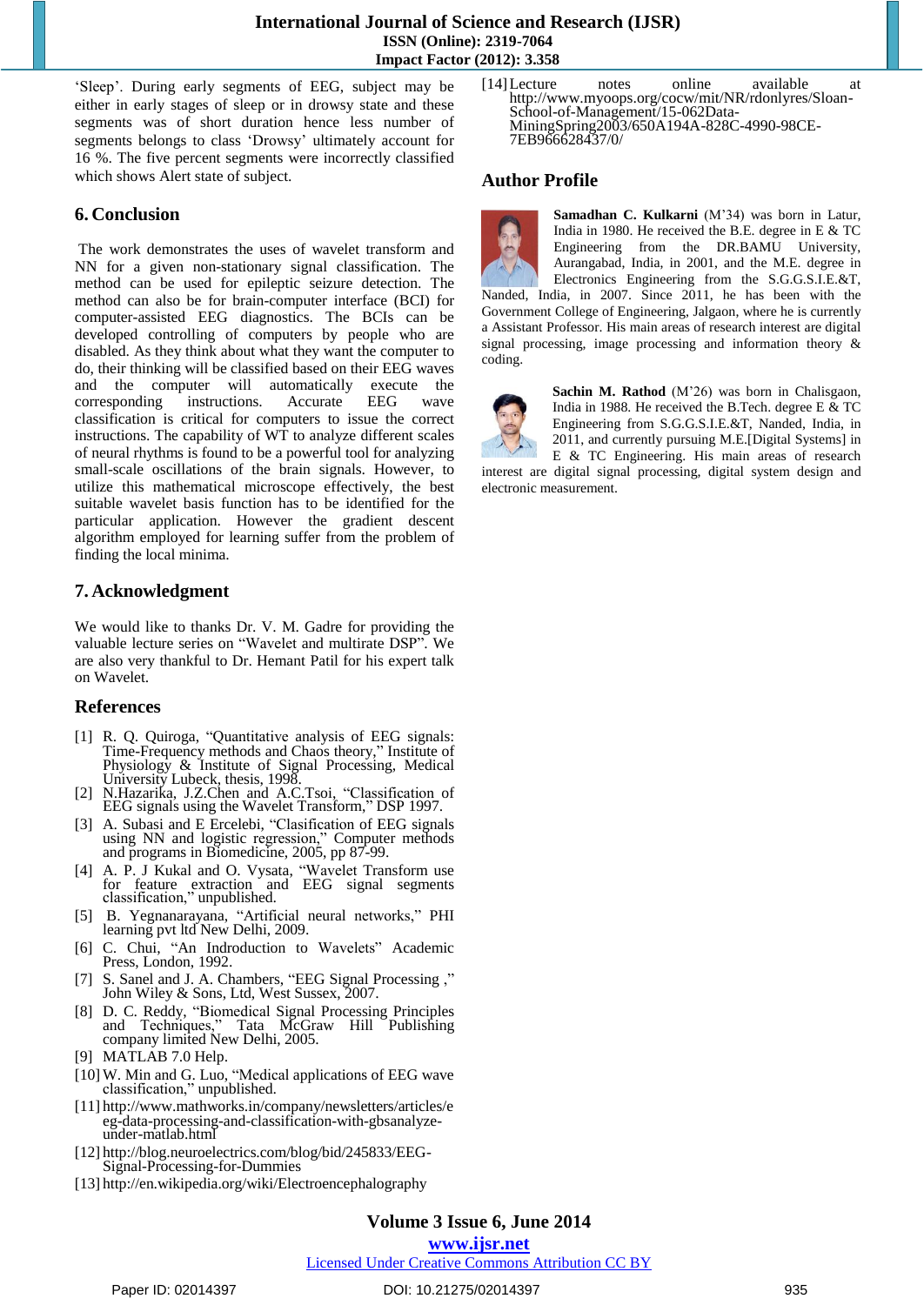'Sleep'. During early segments of EEG, subject may be either in early stages of sleep or in drowsy state and these segments was of short duration hence less number of segments belongs to class 'Drowsy' ultimately account for 16 %. The five percent segments were incorrectly classified which shows Alert state of subject.

## 6. Conclusion

The work demonstrates the uses of wavelet transform and NN for a given non-stationary signal classification. The method can be used for epileptic seizure detection. The method can also be for brain-computer interface (BCI) for computer-assisted EEG diagnostics. The BCIs can be developed controlling of computers by people who are disabled. As they think about what they want the computer to do, their thinking will be classified based on their EEG waves and the computer will automatically execute the corresponding instructions. Accurate EEG wave classification is critical for computers to issue the correct instructions. The capability of WT to analyze different scales of neural rhythms is found to be a powerful tool for analyzing small-scale oscillations of the brain signals. However, to utilize this mathematical microscope effectively, the best suitable wavelet basis function has to be identified for the particular application. However the gradient descent algorithm employed for learning suffer from the problem of finding the local minima.

## 7. Acknowledgment

We would like to thanks Dr. V. M. Gadre for providing the valuable lecture series on "Wavelet and multirate DSP". We are also very thankful to Dr. Hemant Patil for his expert talk on Wavelet.

## References

[1] R. Q. Quiroga, "Quantitative analysis of EEG signals: Time-Frequency methods and Chaos theory," Institute of Physiology & Institute of Signal Processing, Medical University Lubeck, thesis, 1998.

[2] N.Hazarika, J.Z.Chen and A.C.Tsoi, "Classification of EEG signals using the Wavelet Transform," DSP 1997.

[3] A. Subasi and E Ercelebi, "Clasification of EEG signals using NN and logistic regression," Computer methods and programs in Biomedicine, 2005, pp 87-99.

[4] A. P. J Kukal and O. Vysata, "Wavelet Transform use for feature extraction and EEG signal segments classification," unpublished.

[5] B. Yegnanarayana, "Artificial neural networks," PHI learning pvt ltd New Delhi, 2009.

[6] C. Chui, "An Indroduction to Wavelets" Academic Press, London, 1992.

[7] S. Sanel and J. A. Chambers, "EEG Signal Processing ," John Wiley & Sons, Ltd, West Sussex, 2007.

[8] D. C. Reddy, "Biomedical Signal Processing Principles and Techniques," Tata McGraw Hill Publishing company limited New Delhi, 2005.

[9] MATLAB 7.0 Help.

[10] W. Min and G. Luo, "Medical applications of EEG wave classification," unpublished.

[11] http://www.mathworks.in/company/newsletters/articles/eeg-data-processing-and-classification-with-gbsanalyze-under-matlab.html

[12] http://blog.neuroelectrics.com/blog/bid/245833/EEG-Signal-Processing-for-Dummies

[13] http://en.wikipedia.org/wiki/Electroencephalography

[14] Lecture notes online available at http://www.myoops.org/cocw/mit/NR/rdonlyres/Sloan-School-of-Management/15-062Data-MiningSpring2003/650A194A-828C-4990-98CE-7EB966628437/0/

## Author Profile

**Samadhan C. Kulkarni** (M'34) was born in Latur, India in 1980. He received the B.E. degree in E & TC Engineering from the DR.BAMU University, Aurangabad, India, in 2001, and the M.E. degree in Electronics Engineering from the S.G.G.S.I.E.&T, Nanded, India, in 2007. Since 2011, he has been with the Government College of Engineering, Jalgaon, where he is currently a Assistant Professor. His main areas of research interest are digital signal processing, image processing and information theory & coding.

**Sachin M. Rathod** (M'26) was born in Chalisgaon, India in 1988. He received the B.Tech. degree E & TC Engineering from S.G.G.S.I.E.&T, Nanded, India, in 2011, and currently pursuing M.E.[Digital Systems] in E & TC Engineering. His main areas of research interest are digital signal processing, digital system design and electronic measurement.